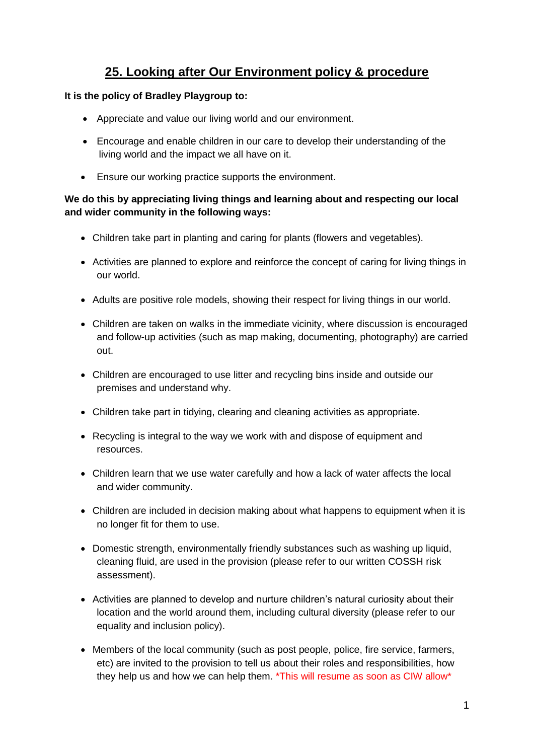# 25. Looking after Our Environment policy & procedure

**It is the policy of Bradley Playgroup to:**

- Appreciate and value our living world and our environment.
- Encourage and enable children in our care to develop their understanding of the living world and the impact we all have on it.
- Ensure our working practice supports the environment.

**We do this by appreciating living things and learning about and respecting our local and wider community in the following ways:**

- Children take part in planting and caring for plants (flowers and vegetables).
- Activities are planned to explore and reinforce the concept of caring for living things in our world.
- Adults are positive role models, showing their respect for living things in our world.
- Children are taken on walks in the immediate vicinity, where discussion is encouraged and follow-up activities (such as map making, documenting, photography) are carried out.
- Children are encouraged to use litter and recycling bins inside and outside our premises and understand why.
- Children take part in tidying, clearing and cleaning activities as appropriate.
- Recycling is integral to the way we work with and dispose of equipment and resources.
- Children learn that we use water carefully and how a lack of water affects the local and wider community.
- Children are included in decision making about what happens to equipment when it is no longer fit for them to use.
- Domestic strength, environmentally friendly substances such as washing up liquid, cleaning fluid, are used in the provision (please refer to our written COSSH risk assessment).
- Activities are planned to develop and nurture children's natural curiosity about their location and the world around them, including cultural diversity (please refer to our equality and inclusion policy).
- Members of the local community (such as post people, police, fire service, farmers, etc) are invited to the provision to tell us about their roles and responsibilities, how they help us and how we can help them. *This will resume as soon as CIW allow*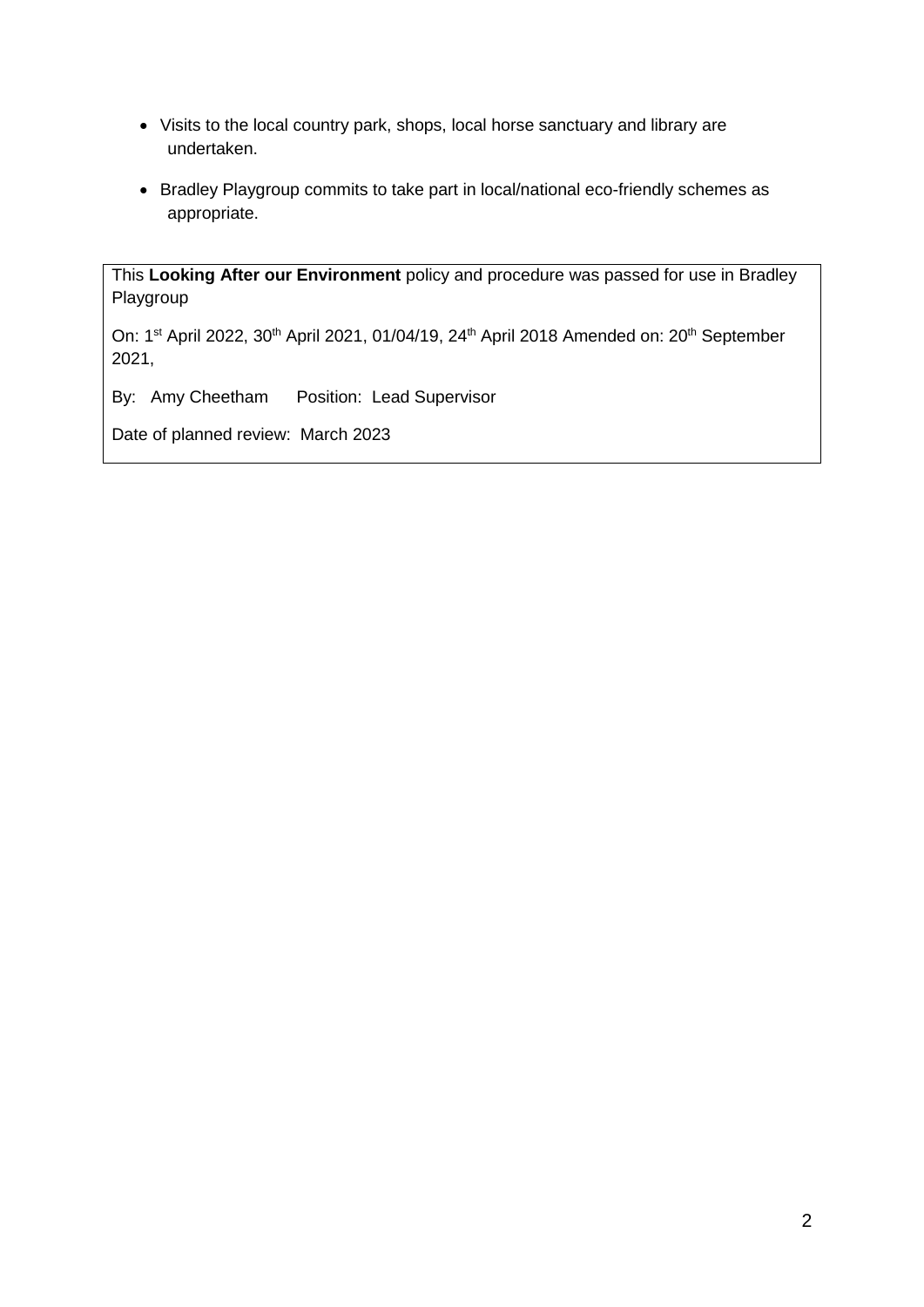- Visits to the local country park, shops, local horse sanctuary and library are undertaken.
- Bradley Playgroup commits to take part in local/national eco-friendly schemes as appropriate.

| |
|---|
| This **Looking After our Environment** policy and procedure was passed for use in Bradley Playgroup<br><br>On: 1st April 2022, 30th April 2021, 01/04/19, 24th April 2018 Amended on: 20th September 2021,<br><br>By: Amy Cheetham Position: Lead Supervisor<br><br>Date of planned review: March 2023 |